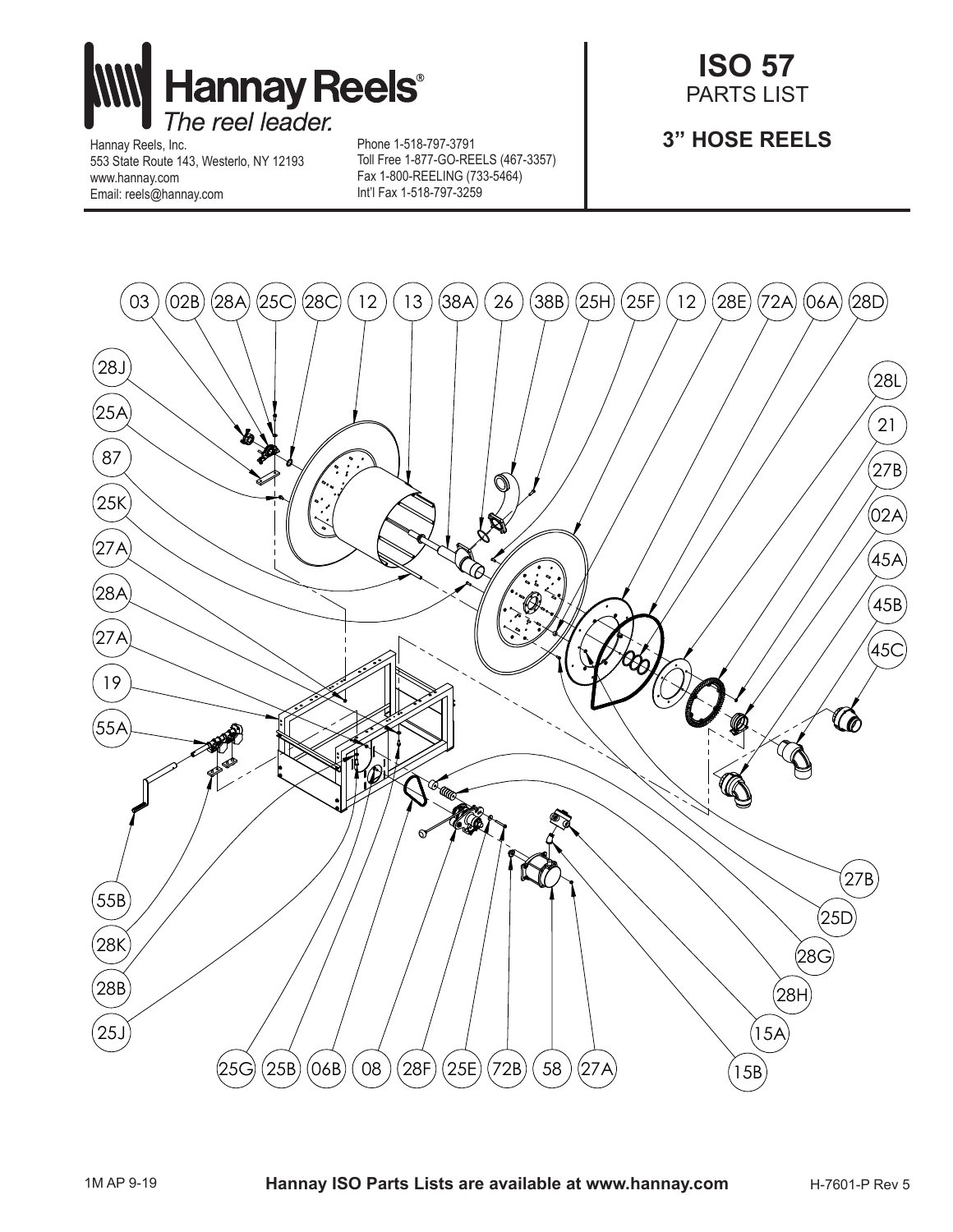# Hannay Reels®

*The reel leader.*

Hannay Reels, Inc.
553 State Route 143, Westerlo, NY 12193
www.hannay.com
Email: reels@hannay.com

Phone 1-518-797-3791
Toll Free 1-877-GO-REELS (467-3357)
Fax 1-800-REELING (733-5464)
Int'l Fax 1-518-797-3259

## ISO 57
PARTS LIST

### 3" HOSE REELS

03, 02B, 28A, 25C, 28C, 12, 13, 38A, 26, 38B, 25H, 25F, 12, 28E, 72A, 06A, 28D

28J, 25A, 87, 25K, 27A, 28A, 27A, 19, 55A

28L, 21, 27B, 02A, 45A, 45B, 45C

55B, 28K, 28B, 25J

27B, 25D, 28G, 28H, 15A, 15B

25G, 25B, 06B, 08, 28F, 25E, 72B, 58, 27A

1M AP 9-19

**Hannay ISO Parts Lists are available at www.hannay.com**

H-7601-P Rev 5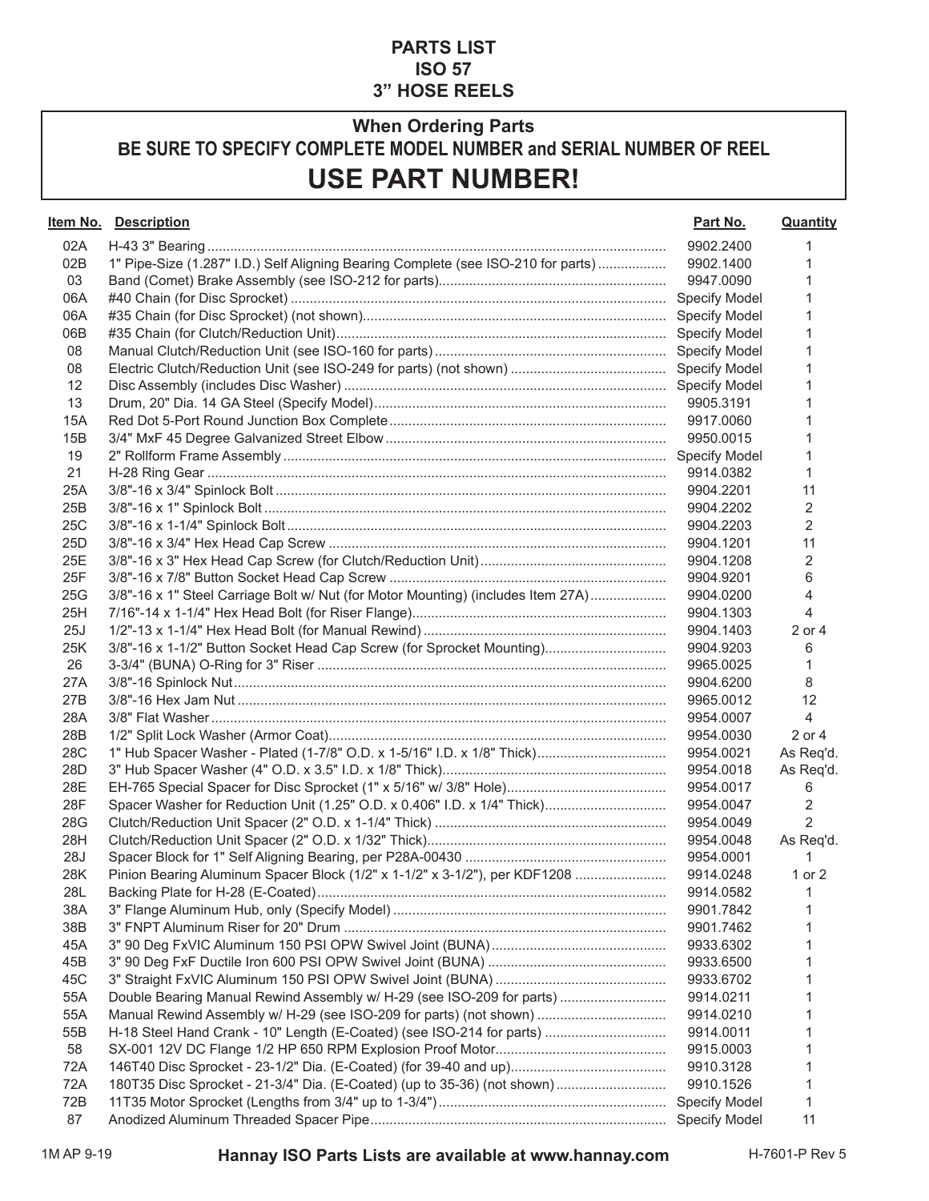## PARTS LIST
## ISO 57
## 3" HOSE REELS

**When Ordering Parts**
**BE SURE TO SPECIFY COMPLETE MODEL NUMBER and SERIAL NUMBER OF REEL**
# USE PART NUMBER!

| Item No. | Description | Part No. | Quantity |
|---|---|---|---|
| 02A | H-43 3" Bearing | 9902.2400 | 1 |
| 02B | 1" Pipe-Size (1.287" I.D.) Self Aligning Bearing Complete (see ISO-210 for parts) | 9902.1400 | 1 |
| 03 | Band (Comet) Brake Assembly (see ISO-212 for parts) | 9947.0090 | 1 |
| 06A | #40 Chain (for Disc Sprocket) | Specify Model | 1 |
| 06A | #35 Chain (for Disc Sprocket) (not shown) | Specify Model | 1 |
| 06B | #35 Chain (for Clutch/Reduction Unit) | Specify Model | 1 |
| 08 | Manual Clutch/Reduction Unit (see ISO-160 for parts) | Specify Model | 1 |
| 08 | Electric Clutch/Reduction Unit (see ISO-249 for parts) (not shown) | Specify Model | 1 |
| 12 | Disc Assembly (includes Disc Washer) | Specify Model | 1 |
| 13 | Drum, 20" Dia. 14 GA Steel (Specify Model) | 9905.3191 | 1 |
| 15A | Red Dot 5-Port Round Junction Box Complete | 9917.0060 | 1 |
| 15B | 3/4" MxF 45 Degree Galvanized Street Elbow | 9950.0015 | 1 |
| 19 | 2" Rollform Frame Assembly | Specify Model | 1 |
| 21 | H-28 Ring Gear | 9914.0382 | 1 |
| 25A | 3/8"-16 x 3/4" Spinlock Bolt | 9904.2201 | 11 |
| 25B | 3/8"-16 x 1" Spinlock Bolt | 9904.2202 | 2 |
| 25C | 3/8"-16 x 1-1/4" Spinlock Bolt | 9904.2203 | 2 |
| 25D | 3/8"-16 x 3/4" Hex Head Cap Screw | 9904.1201 | 11 |
| 25E | 3/8"-16 x 3" Hex Head Cap Screw (for Clutch/Reduction Unit) | 9904.1208 | 2 |
| 25F | 3/8"-16 x 7/8" Button Socket Head Cap Screw | 9904.9201 | 6 |
| 25G | 3/8"-16 x 1" Steel Carriage Bolt w/ Nut (for Motor Mounting) (includes Item 27A) | 9904.0200 | 4 |
| 25H | 7/16"-14 x 1-1/4" Hex Head Bolt (for Riser Flange) | 9904.1303 | 4 |
| 25J | 1/2"-13 x 1-1/4" Hex Head Bolt (for Manual Rewind) | 9904.1403 | 2 or 4 |
| 25K | 3/8"-16 x 1-1/2" Button Socket Head Cap Screw (for Sprocket Mounting) | 9904.9203 | 6 |
| 26 | 3-3/4" (BUNA) O-Ring for 3" Riser | 9965.0025 | 1 |
| 27A | 3/8"-16 Spinlock Nut | 9904.6200 | 8 |
| 27B | 3/8"-16 Hex Jam Nut | 9965.0012 | 12 |
| 28A | 3/8" Flat Washer | 9954.0007 | 4 |
| 28B | 1/2" Split Lock Washer (Armor Coat) | 9954.0030 | 2 or 4 |
| 28C | 1" Hub Spacer Washer - Plated (1-7/8" O.D. x 1-5/16" I.D. x 1/8" Thick) | 9954.0021 | As Req'd. |
| 28D | 3" Hub Spacer Washer (4" O.D. x 3.5" I.D. x 1/8" Thick) | 9954.0018 | As Req'd. |
| 28E | EH-765 Special Spacer for Disc Sprocket (1" x 5/16" w/ 3/8" Hole) | 9954.0017 | 6 |
| 28F | Spacer Washer for Reduction Unit (1.25" O.D. x 0.406" I.D. x 1/4" Thick) | 9954.0047 | 2 |
| 28G | Clutch/Reduction Unit Spacer (2" O.D. x 1-1/4" Thick) | 9954.0049 | 2 |
| 28H | Clutch/Reduction Unit Spacer (2" O.D. x 1/32" Thick) | 9954.0048 | As Req'd. |
| 28J | Spacer Block for 1" Self Aligning Bearing, per P28A-00430 | 9954.0001 | 1 |
| 28K | Pinion Bearing Aluminum Spacer Block (1/2" x 1-1/2" x 3-1/2"), per KDF1208 | 9914.0248 | 1 or 2 |
| 28L | Backing Plate for H-28 (E-Coated) | 9914.0582 | 1 |
| 38A | 3" Flange Aluminum Hub, only (Specify Model) | 9901.7842 | 1 |
| 38B | 3" FNPT Aluminum Riser for 20" Drum | 9901.7462 | 1 |
| 45A | 3" 90 Deg FxVIC Aluminum 150 PSI OPW Swivel Joint (BUNA) | 9933.6302 | 1 |
| 45B | 3" 90 Deg FxF Ductile Iron 600 PSI OPW Swivel Joint (BUNA) | 9933.6500 | 1 |
| 45C | 3" Straight FxVIC Aluminum 150 PSI OPW Swivel Joint (BUNA) | 9933.6702 | 1 |
| 55A | Double Bearing Manual Rewind Assembly w/ H-29 (see ISO-209 for parts) | 9914.0211 | 1 |
| 55A | Manual Rewind Assembly w/ H-29 (see ISO-209 for parts) (not shown) | 9914.0210 | 1 |
| 55B | H-18 Steel Hand Crank - 10" Length (E-Coated) (see ISO-214 for parts) | 9914.0011 | 1 |
| 58 | SX-001 12V DC Flange 1/2 HP 650 RPM Explosion Proof Motor | 9915.0003 | 1 |
| 72A | 146T40 Disc Sprocket - 23-1/2" Dia. (E-Coated) (for 39-40 and up) | 9910.3128 | 1 |
| 72A | 180T35 Disc Sprocket - 21-3/4" Dia. (E-Coated) (up to 35-36) (not shown) | 9910.1526 | 1 |
| 72B | 11T35 Motor Sprocket (Lengths from 3/4" up to 1-3/4") | Specify Model | 1 |
| 87 | Anodized Aluminum Threaded Spacer Pipe | Specify Model | 11 |

1M AP 9-19

**Hannay ISO Parts Lists are available at www.hannay.com**

H-7601-P Rev 5